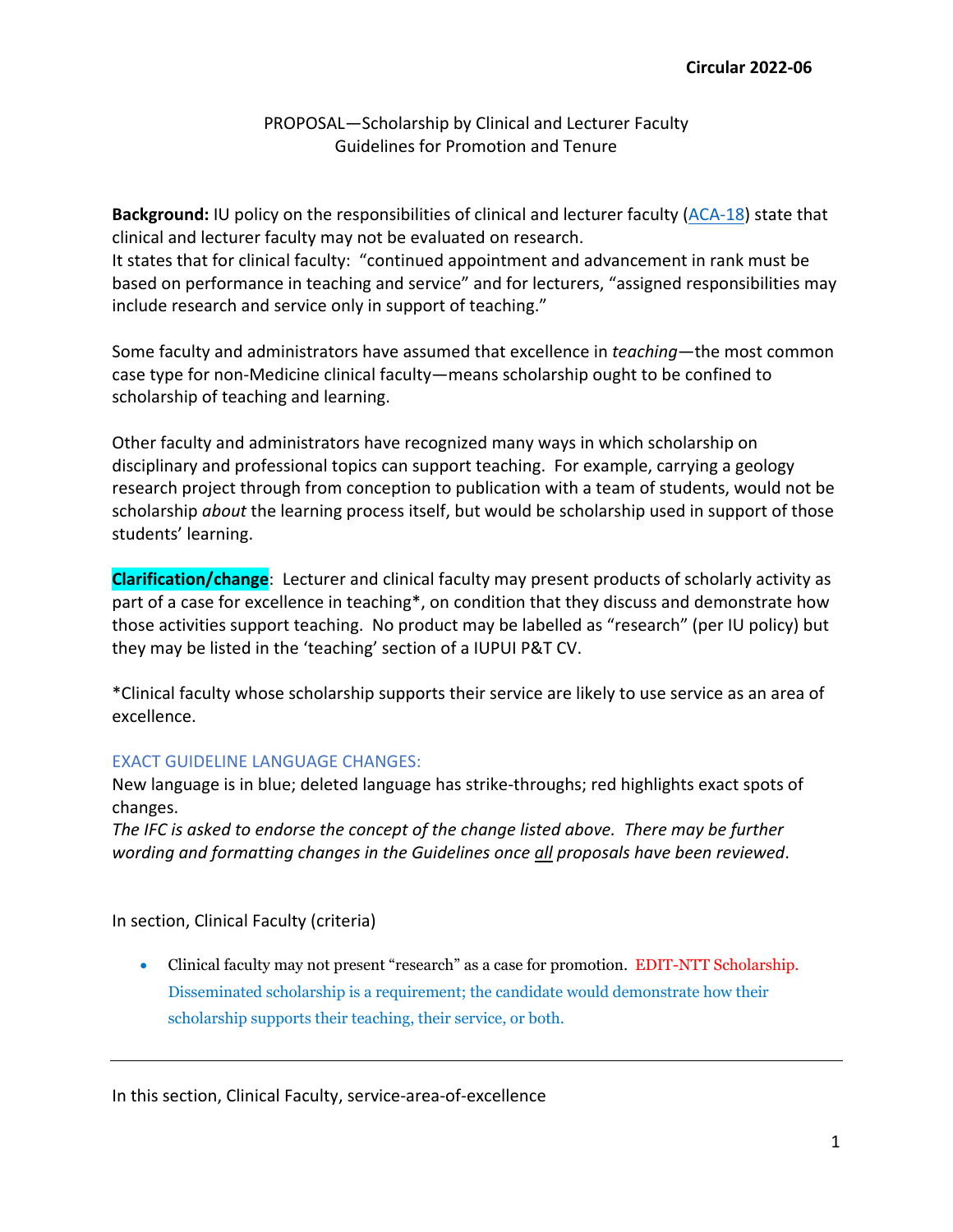**Circular 2022-06**

PROPOSAL—Scholarship by Clinical and Lecturer Faculty
Guidelines for Promotion and Tenure

**Background:** IU policy on the responsibilities of clinical and lecturer faculty (ACA-18) state that clinical and lecturer faculty may not be evaluated on research.
It states that for clinical faculty: "continued appointment and advancement in rank must be based on performance in teaching and service" and for lecturers, "assigned responsibilities may include research and service only in support of teaching."

Some faculty and administrators have assumed that excellence in *teaching*—the most common case type for non-Medicine clinical faculty—means scholarship ought to be confined to scholarship of teaching and learning.

Other faculty and administrators have recognized many ways in which scholarship on disciplinary and professional topics can support teaching. For example, carrying a geology research project through from conception to publication with a team of students, would not be scholarship *about* the learning process itself, but would be scholarship used in support of those students' learning.

**Clarification/change**: Lecturer and clinical faculty may present products of scholarly activity as part of a case for excellence in teaching*, on condition that they discuss and demonstrate how those activities support teaching. No product may be labelled as "research" (per IU policy) but they may be listed in the 'teaching' section of a IUPUI P&T CV.

*Clinical faculty whose scholarship supports their service are likely to use service as an area of excellence.

EXACT GUIDELINE LANGUAGE CHANGES:
New language is in blue; deleted language has strike-throughs; red highlights exact spots of changes.
*The IFC is asked to endorse the concept of the change listed above. There may be further wording and formatting changes in the Guidelines once all proposals have been reviewed.*

In section, Clinical Faculty (criteria)

- Clinical faculty may not present "research" as a case for promotion. EDIT-NTT Scholarship. Disseminated scholarship is a requirement; the candidate would demonstrate how their scholarship supports their teaching, their service, or both.

---

In this section, Clinical Faculty, service-area-of-excellence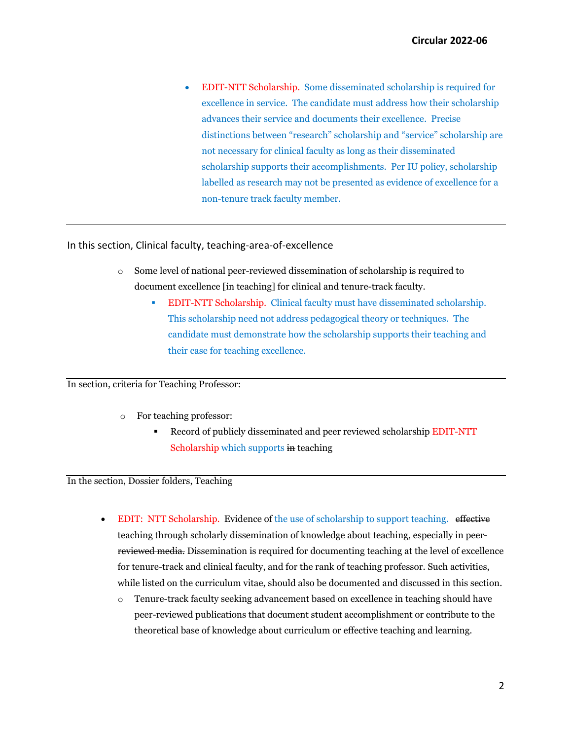- EDIT-NTT Scholarship. Some disseminated scholarship is required for excellence in service. The candidate must address how their scholarship advances their service and documents their excellence. Precise distinctions between "research" scholarship and "service" scholarship are not necessary for clinical faculty as long as their disseminated scholarship supports their accomplishments. Per IU policy, scholarship labelled as research may not be presented as evidence of excellence for a non-tenure track faculty member.

---

In this section, Clinical faculty, teaching-area-of-excellence

- Some level of national peer-reviewed dissemination of scholarship is required to document excellence [in teaching] for clinical and tenure-track faculty.
  - EDIT-NTT Scholarship. Clinical faculty must have disseminated scholarship. This scholarship need not address pedagogical theory or techniques. The candidate must demonstrate how the scholarship supports their teaching and their case for teaching excellence.

---

In section, criteria for Teaching Professor:

- For teaching professor:
  - Record of publicly disseminated and peer reviewed scholarship EDIT-NTT Scholarship which supports ~~in~~ teaching

---

In the section, Dossier folders, Teaching

- EDIT: NTT Scholarship. Evidence of the use of scholarship to support teaching. ~~effective teaching through scholarly dissemination of knowledge about teaching, especially in peer-reviewed media.~~ Dissemination is required for documenting teaching at the level of excellence for tenure-track and clinical faculty, and for the rank of teaching professor. Such activities, while listed on the curriculum vitae, should also be documented and discussed in this section.
  - Tenure-track faculty seeking advancement based on excellence in teaching should have peer-reviewed publications that document student accomplishment or contribute to the theoretical base of knowledge about curriculum or effective teaching and learning.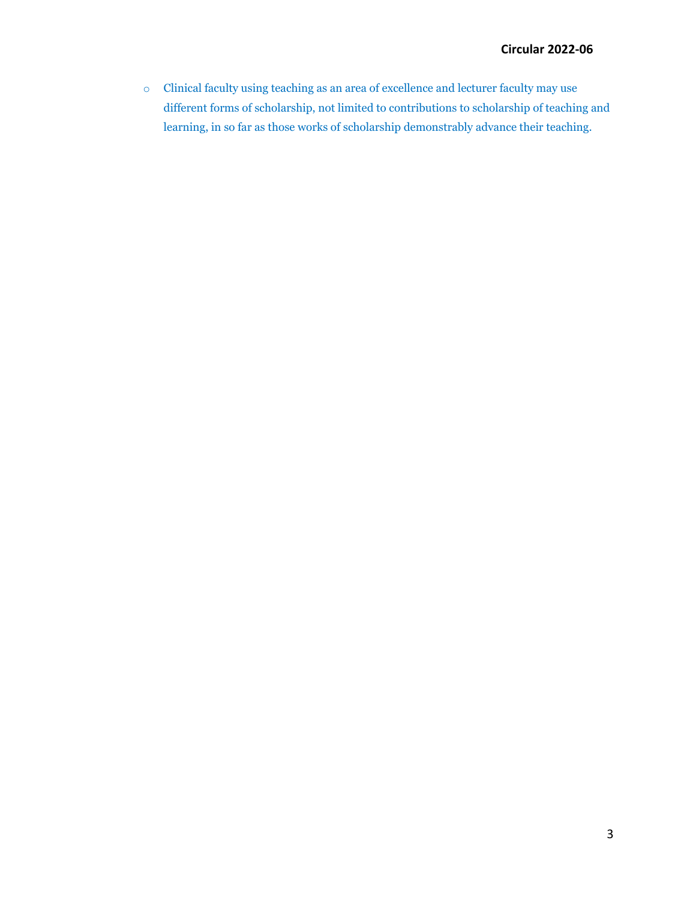- Clinical faculty using teaching as an area of excellence and lecturer faculty may use different forms of scholarship, not limited to contributions to scholarship of teaching and learning, in so far as those works of scholarship demonstrably advance their teaching.